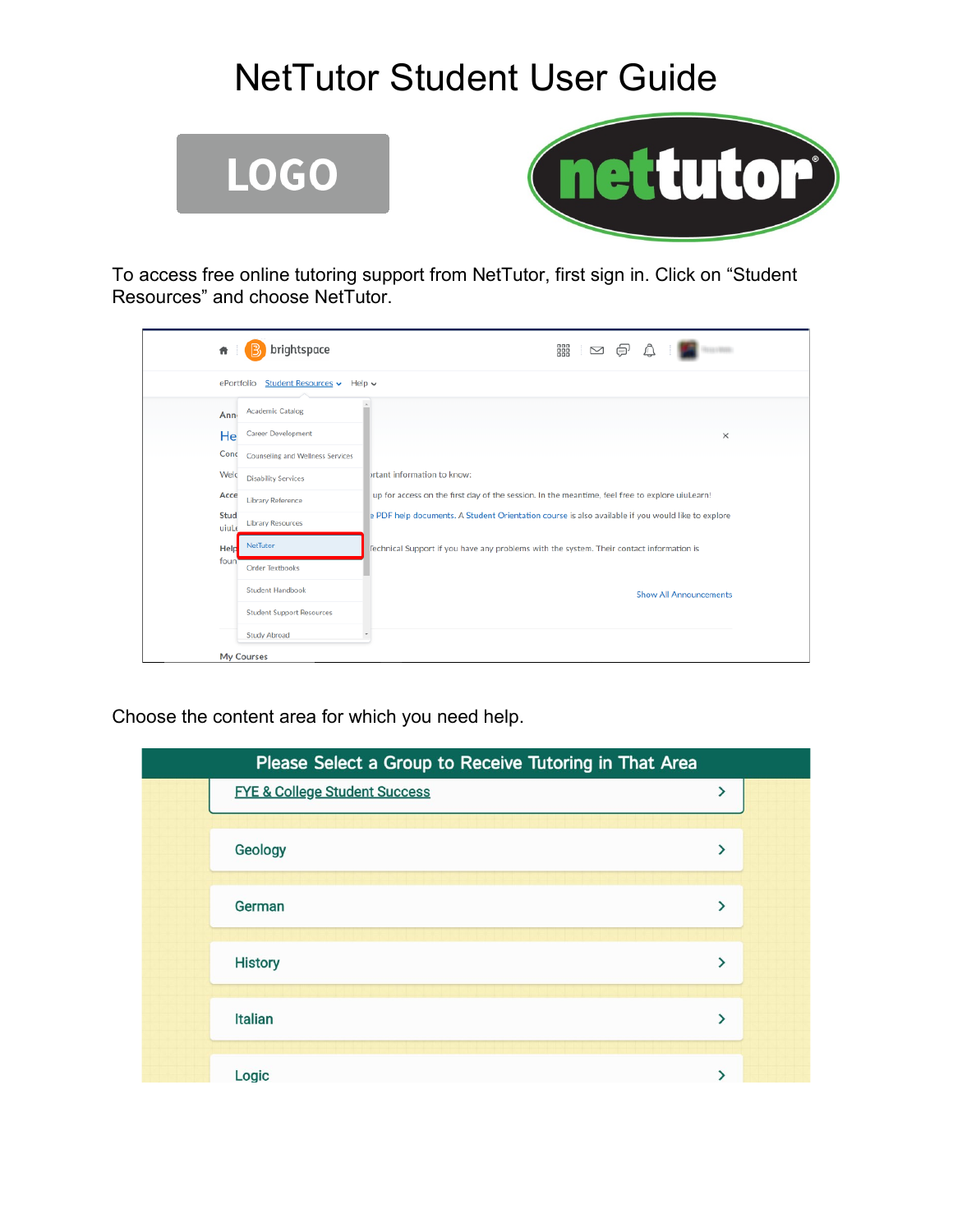# NetTutor Student User Guide

To access free online tutoring support from NetTutor, first sign in. Click on “Student Resources” and choose NetTutor.

Choose the content area for which you need help.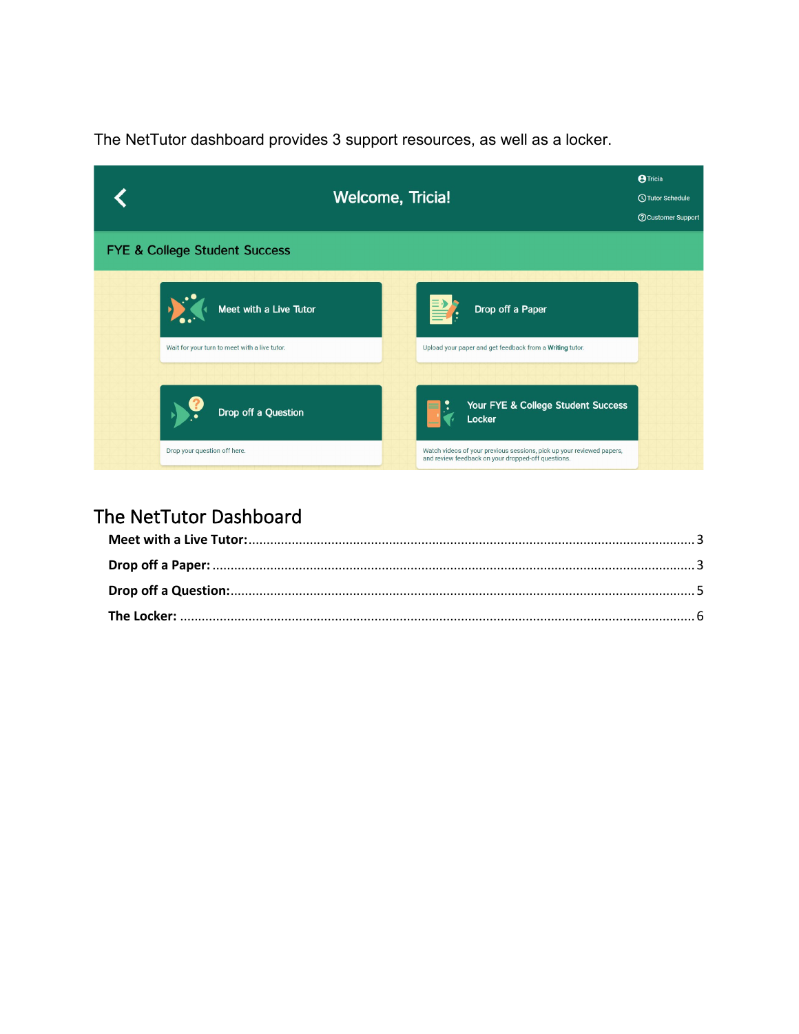The NetTutor dashboard provides 3 support resources, as well as a locker.

## The NetTutor Dashboard

**Meet with a Live Tutor:** ........................................ 3

**Drop off a Paper:** ........................................ 3

**Drop off a Question:** ........................................ 5

**The Locker:** ........................................ 6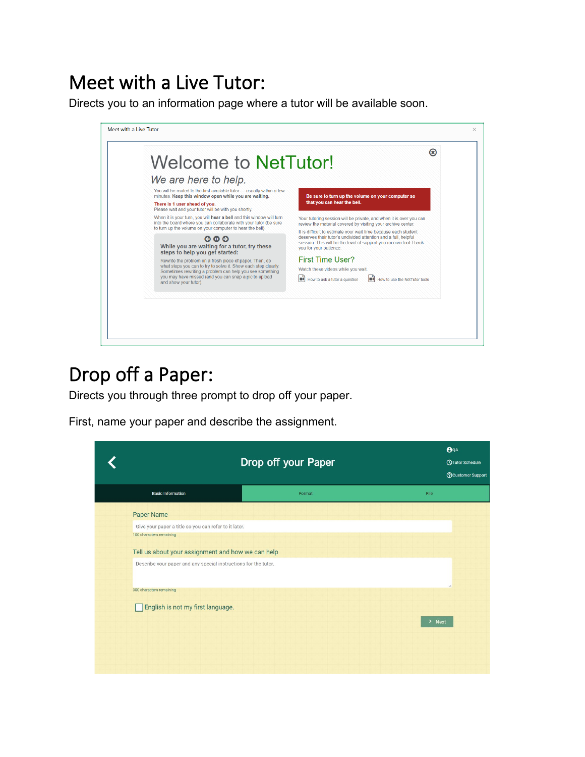# Meet with a Live Tutor:

Directs you to an information page where a tutor will be available soon.

# Drop off a Paper:

Directs you through three prompt to drop off your paper.

First, name your paper and describe the assignment.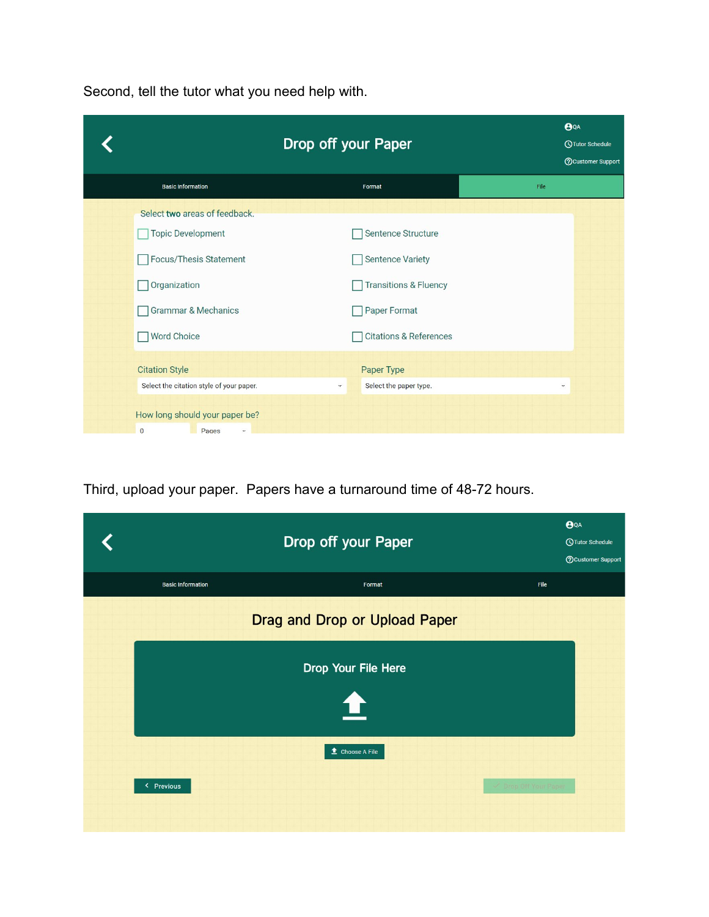Second, tell the tutor what you need help with.

Drop off your Paper

QA
Tutor Schedule
Customer Support

Basic Information | Format | File

Select **two** areas of feedback.

- Topic Development
- Focus/Thesis Statement
- Organization
- Grammar & Mechanics
- Word Choice
- Sentence Structure
- Sentence Variety
- Transitions & Fluency
- Paper Format
- Citations & References

Citation Style: Select the citation style of your paper.

Paper Type: Select the paper type.

How long should your paper be? 0 Pages

Third, upload your paper. Papers have a turnaround time of 48-72 hours.

Drop off your Paper

QA
Tutor Schedule
Customer Support

Basic Information | Format | File

Drag and Drop or Upload Paper

Drop Your File Here

Choose A File

Previous

Drop Off Your Paper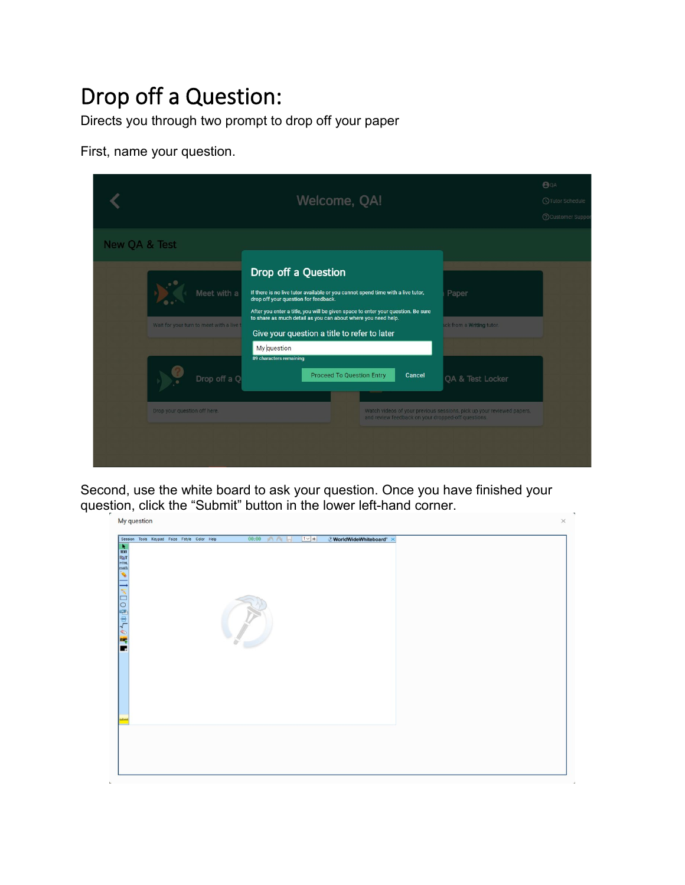# Drop off a Question:

Directs you through two prompt to drop off your paper

First, name your question.

Second, use the white board to ask your question. Once you have finished your question, click the “Submit” button in the lower left-hand corner.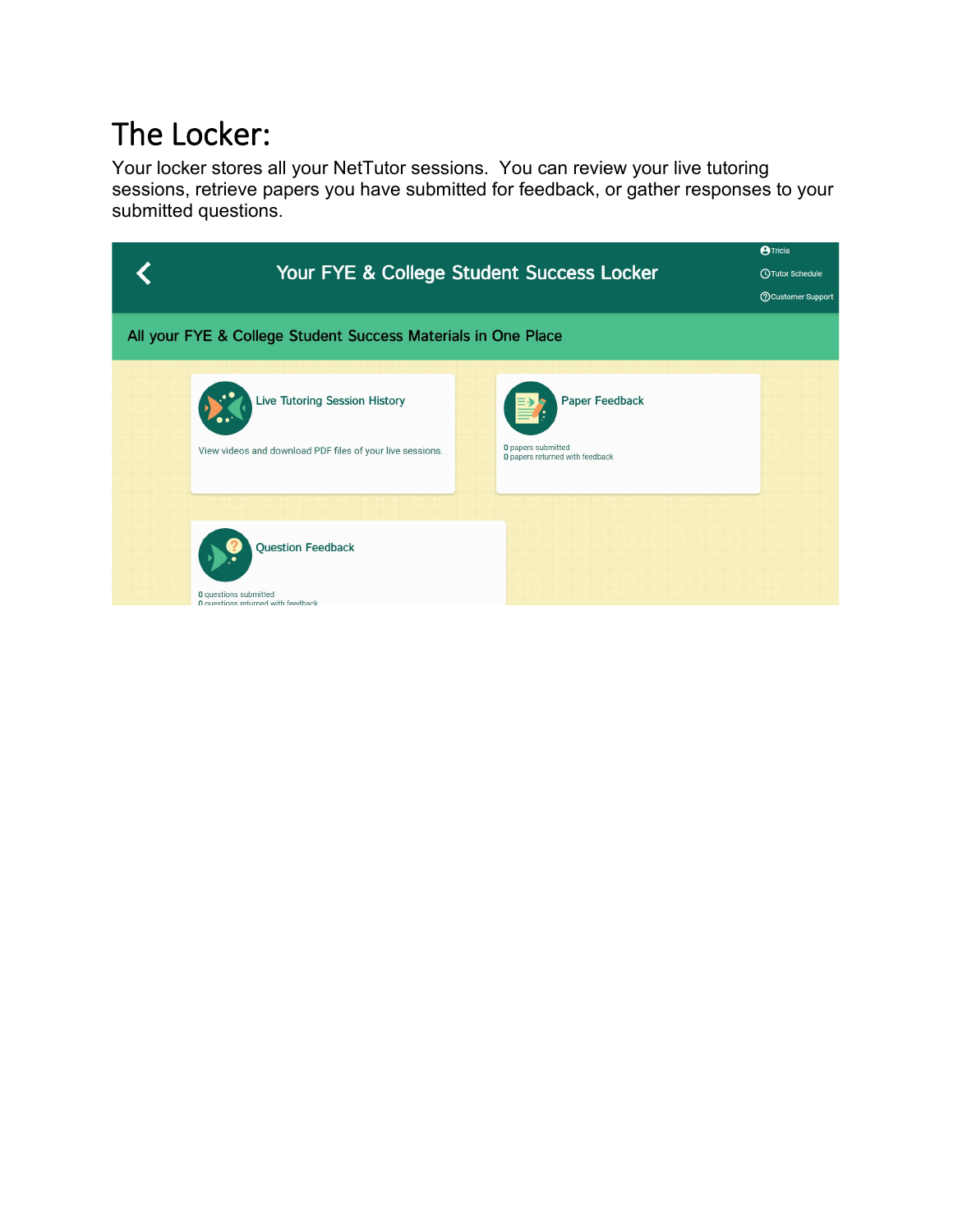# The Locker:

Your locker stores all your NetTutor sessions. You can review your live tutoring sessions, retrieve papers you have submitted for feedback, or gather responses to your submitted questions.

Your FYE & College Student Success Locker

Tricia

Tutor Schedule

Customer Support

All your FYE & College Student Success Materials in One Place

Live Tutoring Session History

View videos and download PDF files of your live sessions.

Paper Feedback

0 papers submitted
0 papers returned with feedback

Question Feedback

0 questions submitted
0 questions returned with feedback